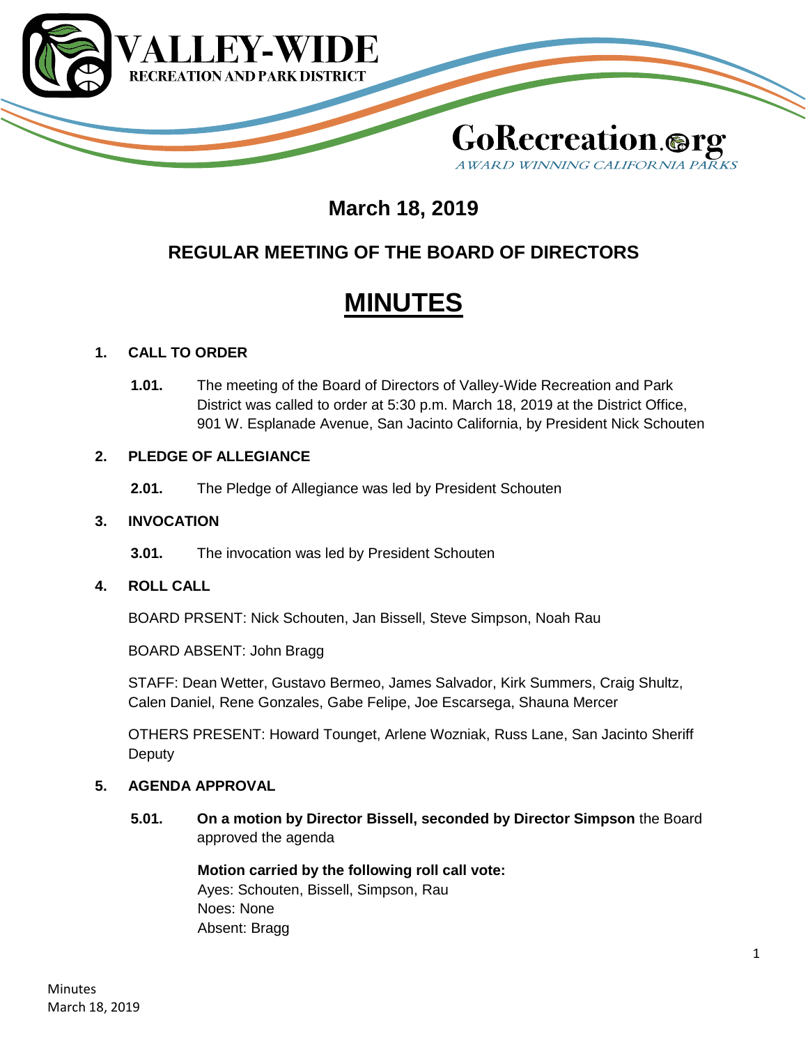VALLEY-WIDE RECREATION AND PARK DISTRICT

GoRecreation.org

AWARD WINNING CALIFORNIA PARKS

## March 18, 2019

## REGULAR MEETING OF THE BOARD OF DIRECTORS

# MINUTES

**1. CALL TO ORDER**

**1.01.** The meeting of the Board of Directors of Valley-Wide Recreation and Park District was called to order at 5:30 p.m. March 18, 2019 at the District Office, 901 W. Esplanade Avenue, San Jacinto California, by President Nick Schouten

**2. PLEDGE OF ALLEGIANCE**

**2.01.** The Pledge of Allegiance was led by President Schouten

**3. INVOCATION**

**3.01.** The invocation was led by President Schouten

**4. ROLL CALL**

BOARD PRSENT: Nick Schouten, Jan Bissell, Steve Simpson, Noah Rau

BOARD ABSENT: John Bragg

STAFF: Dean Wetter, Gustavo Bermeo, James Salvador, Kirk Summers, Craig Shultz, Calen Daniel, Rene Gonzales, Gabe Felipe, Joe Escarsega, Shauna Mercer

OTHERS PRESENT: Howard Tounget, Arlene Wozniak, Russ Lane, San Jacinto Sheriff Deputy

**5. AGENDA APPROVAL**

**5.01.** **On a motion by Director Bissell, seconded by Director Simpson** the Board approved the agenda

**Motion carried by the following roll call vote:**
Ayes: Schouten, Bissell, Simpson, Rau
Noes: None
Absent: Bragg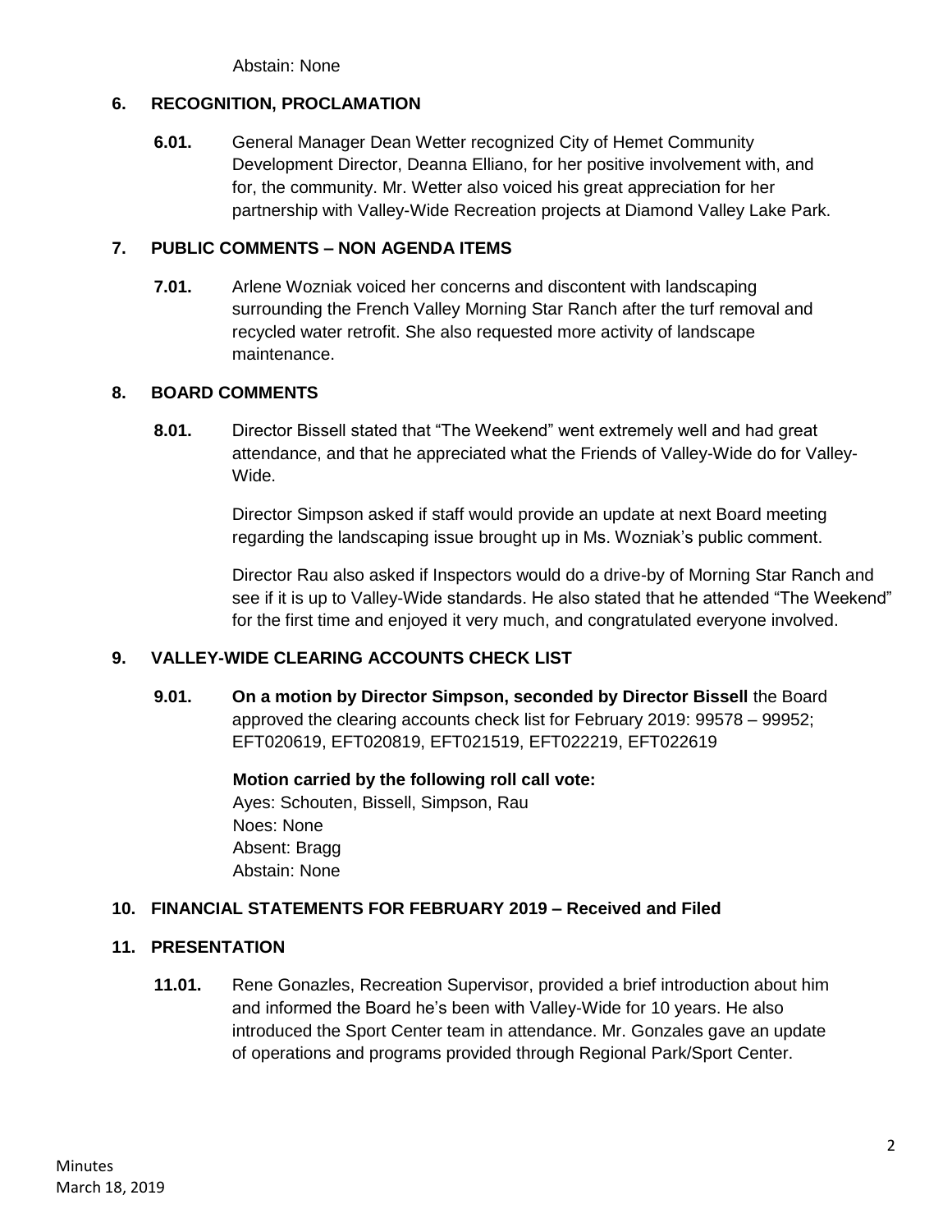Abstain: None

## 6. RECOGNITION, PROCLAMATION

**6.01.** General Manager Dean Wetter recognized City of Hemet Community Development Director, Deanna Elliano, for her positive involvement with, and for, the community. Mr. Wetter also voiced his great appreciation for her partnership with Valley-Wide Recreation projects at Diamond Valley Lake Park.

## 7. PUBLIC COMMENTS – NON AGENDA ITEMS

**7.01.** Arlene Wozniak voiced her concerns and discontent with landscaping surrounding the French Valley Morning Star Ranch after the turf removal and recycled water retrofit. She also requested more activity of landscape maintenance.

## 8. BOARD COMMENTS

**8.01.** Director Bissell stated that "The Weekend" went extremely well and had great attendance, and that he appreciated what the Friends of Valley-Wide do for Valley-Wide.

Director Simpson asked if staff would provide an update at next Board meeting regarding the landscaping issue brought up in Ms. Wozniak's public comment.

Director Rau also asked if Inspectors would do a drive-by of Morning Star Ranch and see if it is up to Valley-Wide standards. He also stated that he attended "The Weekend" for the first time and enjoyed it very much, and congratulated everyone involved.

## 9. VALLEY-WIDE CLEARING ACCOUNTS CHECK LIST

**9.01.** **On a motion by Director Simpson, seconded by Director Bissell** the Board approved the clearing accounts check list for February 2019: 99578 – 99952; EFT020619, EFT020819, EFT021519, EFT022219, EFT022619

**Motion carried by the following roll call vote:**
Ayes: Schouten, Bissell, Simpson, Rau
Noes: None
Absent: Bragg
Abstain: None

## 10. FINANCIAL STATEMENTS FOR FEBRUARY 2019 – Received and Filed

## 11. PRESENTATION

**11.01.** Rene Gonazles, Recreation Supervisor, provided a brief introduction about him and informed the Board he's been with Valley-Wide for 10 years. He also introduced the Sport Center team in attendance. Mr. Gonzales gave an update of operations and programs provided through Regional Park/Sport Center.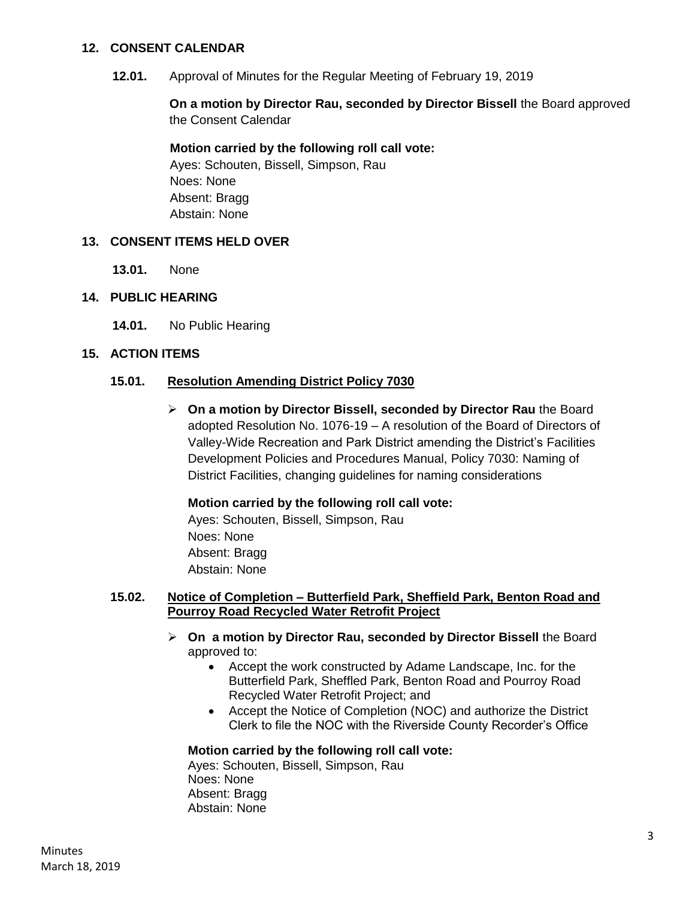## 12. CONSENT CALENDAR

**12.01.** Approval of Minutes for the Regular Meeting of February 19, 2019

**On a motion by Director Rau, seconded by Director Bissell** the Board approved the Consent Calendar

**Motion carried by the following roll call vote:**
Ayes: Schouten, Bissell, Simpson, Rau
Noes: None
Absent: Bragg
Abstain: None

## 13. CONSENT ITEMS HELD OVER

**13.01.** None

## 14. PUBLIC HEARING

**14.01.** No Public Hearing

## 15. ACTION ITEMS

### 15.01. Resolution Amending District Policy 7030

- **On a motion by Director Bissell, seconded by Director Rau** the Board adopted Resolution No. 1076-19 – A resolution of the Board of Directors of Valley-Wide Recreation and Park District amending the District's Facilities Development Policies and Procedures Manual, Policy 7030: Naming of District Facilities, changing guidelines for naming considerations

**Motion carried by the following roll call vote:**
Ayes: Schouten, Bissell, Simpson, Rau
Noes: None
Absent: Bragg
Abstain: None

### 15.02. Notice of Completion – Butterfield Park, Sheffield Park, Benton Road and Pourroy Road Recycled Water Retrofit Project

- **On a motion by Director Rau, seconded by Director Bissell** the Board approved to:
  - Accept the work constructed by Adame Landscape, Inc. for the Butterfield Park, Sheffled Park, Benton Road and Pourroy Road Recycled Water Retrofit Project; and
  - Accept the Notice of Completion (NOC) and authorize the District Clerk to file the NOC with the Riverside County Recorder's Office

**Motion carried by the following roll call vote:**
Ayes: Schouten, Bissell, Simpson, Rau
Noes: None
Absent: Bragg
Abstain: None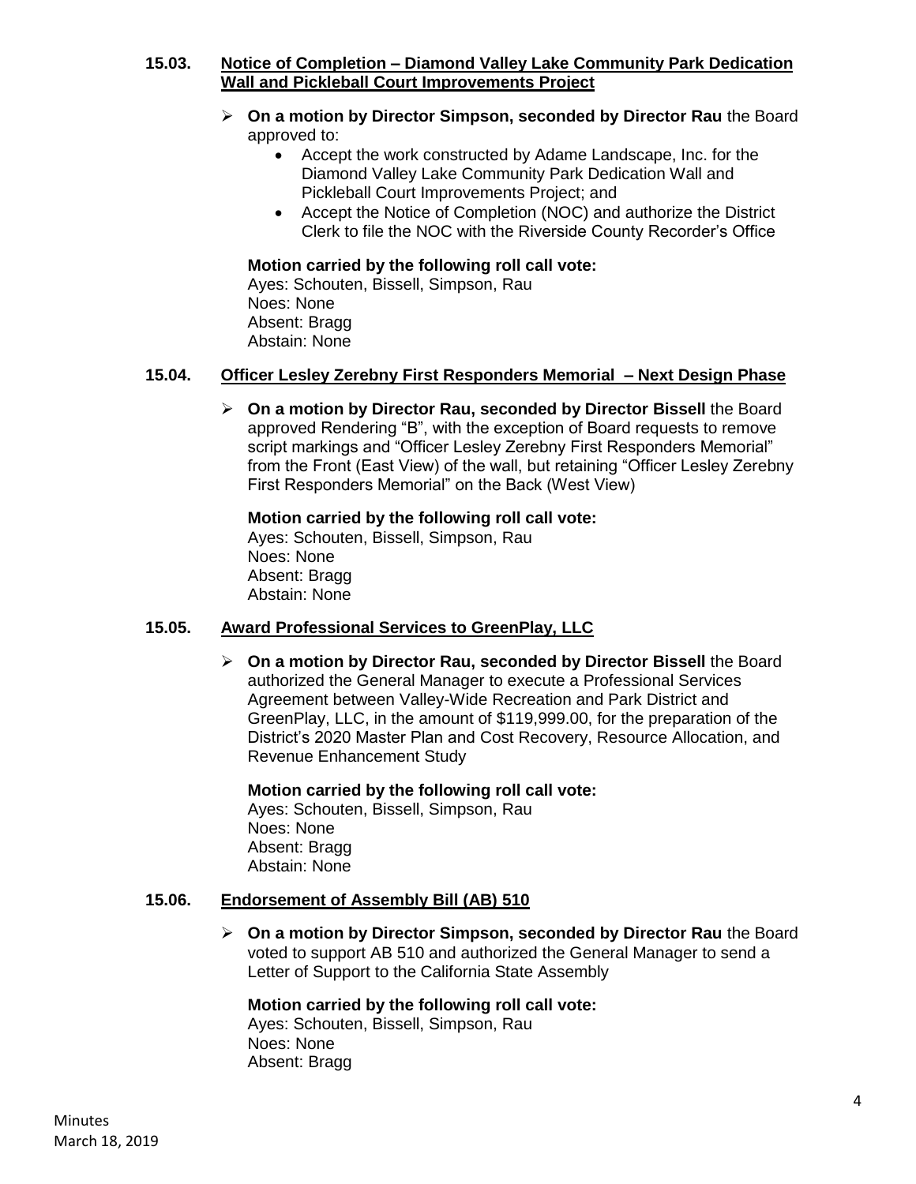### 15.03. Notice of Completion – Diamond Valley Lake Community Park Dedication Wall and Pickleball Court Improvements Project

- **On a motion by Director Simpson, seconded by Director Rau** the Board approved to:
  - Accept the work constructed by Adame Landscape, Inc. for the Diamond Valley Lake Community Park Dedication Wall and Pickleball Court Improvements Project; and
  - Accept the Notice of Completion (NOC) and authorize the District Clerk to file the NOC with the Riverside County Recorder's Office

**Motion carried by the following roll call vote:**
Ayes: Schouten, Bissell, Simpson, Rau
Noes: None
Absent: Bragg
Abstain: None

### 15.04. Officer Lesley Zerebny First Responders Memorial – Next Design Phase

- **On a motion by Director Rau, seconded by Director Bissell** the Board approved Rendering "B", with the exception of Board requests to remove script markings and "Officer Lesley Zerebny First Responders Memorial" from the Front (East View) of the wall, but retaining "Officer Lesley Zerebny First Responders Memorial" on the Back (West View)

**Motion carried by the following roll call vote:**
Ayes: Schouten, Bissell, Simpson, Rau
Noes: None
Absent: Bragg
Abstain: None

### 15.05. Award Professional Services to GreenPlay, LLC

- **On a motion by Director Rau, seconded by Director Bissell** the Board authorized the General Manager to execute a Professional Services Agreement between Valley-Wide Recreation and Park District and GreenPlay, LLC, in the amount of $119,999.00, for the preparation of the District's 2020 Master Plan and Cost Recovery, Resource Allocation, and Revenue Enhancement Study

**Motion carried by the following roll call vote:**
Ayes: Schouten, Bissell, Simpson, Rau
Noes: None
Absent: Bragg
Abstain: None

### 15.06. Endorsement of Assembly Bill (AB) 510

- **On a motion by Director Simpson, seconded by Director Rau** the Board voted to support AB 510 and authorized the General Manager to send a Letter of Support to the California State Assembly

**Motion carried by the following roll call vote:**
Ayes: Schouten, Bissell, Simpson, Rau
Noes: None
Absent: Bragg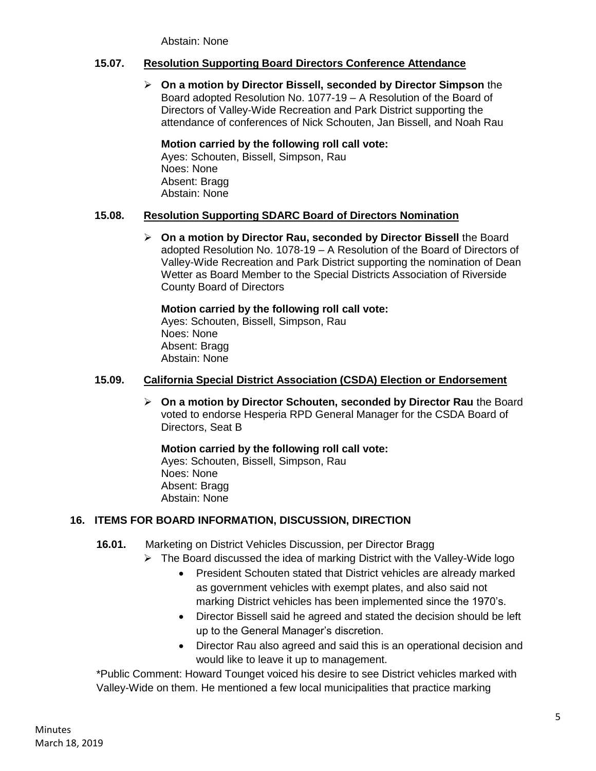Abstain: None

### 15.07. Resolution Supporting Board Directors Conference Attendance

- **On a motion by Director Bissell, seconded by Director Simpson** the Board adopted Resolution No. 1077-19 – A Resolution of the Board of Directors of Valley-Wide Recreation and Park District supporting the attendance of conferences of Nick Schouten, Jan Bissell, and Noah Rau

  **Motion carried by the following roll call vote:**
  Ayes: Schouten, Bissell, Simpson, Rau
  Noes: None
  Absent: Bragg
  Abstain: None

### 15.08. Resolution Supporting SDARC Board of Directors Nomination

- **On a motion by Director Rau, seconded by Director Bissell** the Board adopted Resolution No. 1078-19 – A Resolution of the Board of Directors of Valley-Wide Recreation and Park District supporting the nomination of Dean Wetter as Board Member to the Special Districts Association of Riverside County Board of Directors

  **Motion carried by the following roll call vote:**
  Ayes: Schouten, Bissell, Simpson, Rau
  Noes: None
  Absent: Bragg
  Abstain: None

### 15.09. California Special District Association (CSDA) Election or Endorsement

- **On a motion by Director Schouten, seconded by Director Rau** the Board voted to endorse Hesperia RPD General Manager for the CSDA Board of Directors, Seat B

  **Motion carried by the following roll call vote:**
  Ayes: Schouten, Bissell, Simpson, Rau
  Noes: None
  Absent: Bragg
  Abstain: None

## 16. ITEMS FOR BOARD INFORMATION, DISCUSSION, DIRECTION

**16.01.** Marketing on District Vehicles Discussion, per Director Bragg

- The Board discussed the idea of marking District with the Valley-Wide logo
  - President Schouten stated that District vehicles are already marked as government vehicles with exempt plates, and also said not marking District vehicles has been implemented since the 1970's.
  - Director Bissell said he agreed and stated the decision should be left up to the General Manager's discretion.
  - Director Rau also agreed and said this is an operational decision and would like to leave it up to management.

*Public Comment: Howard Tounget voiced his desire to see District vehicles marked with Valley-Wide on them. He mentioned a few local municipalities that practice marking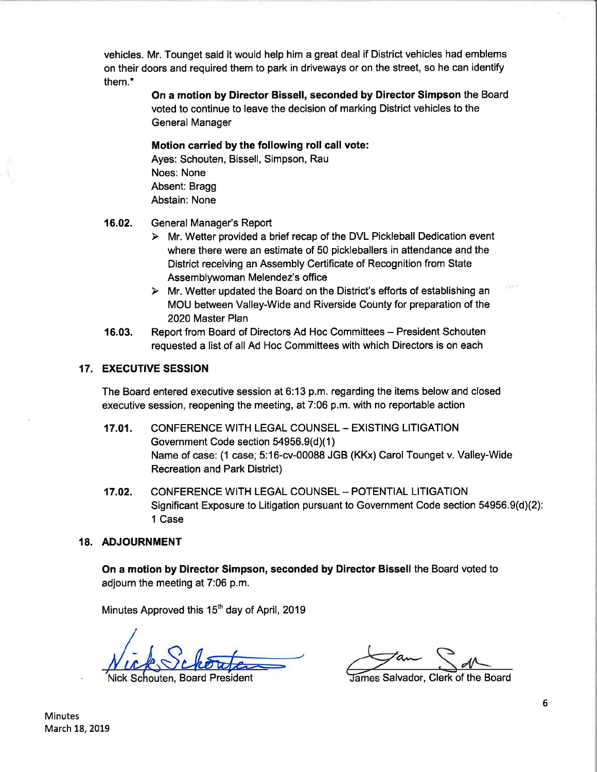vehicles. Mr. Tounget said it would help him a great deal if District vehicles had emblems on their doors and required them to park in driveways or on the street, so he can identify them.*

**On a motion by Director Bissell, seconded by Director Simpson** the Board voted to continue to leave the decision of marking District vehicles to the General Manager

**Motion carried by the following roll call vote:**
Ayes: Schouten, Bissell, Simpson, Rau
Noes: None
Absent: Bragg
Abstain: None

**16.02.** General Manager's Report

- Mr. Wetter provided a brief recap of the DVL Pickleball Dedication event where there were an estimate of 50 pickleballers in attendance and the District receiving an Assembly Certificate of Recognition from State Assemblywoman Melendez's office
- Mr. Wetter updated the Board on the District's efforts of establishing an MOU between Valley-Wide and Riverside County for preparation of the 2020 Master Plan

**16.03.** Report from Board of Directors Ad Hoc Committees – President Schouten requested a list of all Ad Hoc Committees with which Directors is on each

## 17. EXECUTIVE SESSION

The Board entered executive session at 6:13 p.m. regarding the items below and closed executive session, reopening the meeting, at 7:06 p.m. with no reportable action

**17.01.** CONFERENCE WITH LEGAL COUNSEL – EXISTING LITIGATION
Government Code section 54956.9(d)(1)
Name of case: (1 case; 5:16-cv-00088 JGB (KKx) Carol Tounget v. Valley-Wide Recreation and Park District)

**17.02.** CONFERENCE WITH LEGAL COUNSEL – POTENTIAL LITIGATION
Significant Exposure to Litigation pursuant to Government Code section 54956.9(d)(2): 1 Case

## 18. ADJOURNMENT

**On a motion by Director Simpson, seconded by Director Bissell** the Board voted to adjourn the meeting at 7:06 p.m.

Minutes Approved this 15th day of April, 2019

Nick Schouten, Board President

James Salvador, Clerk of the Board

Minutes
March 18, 2019